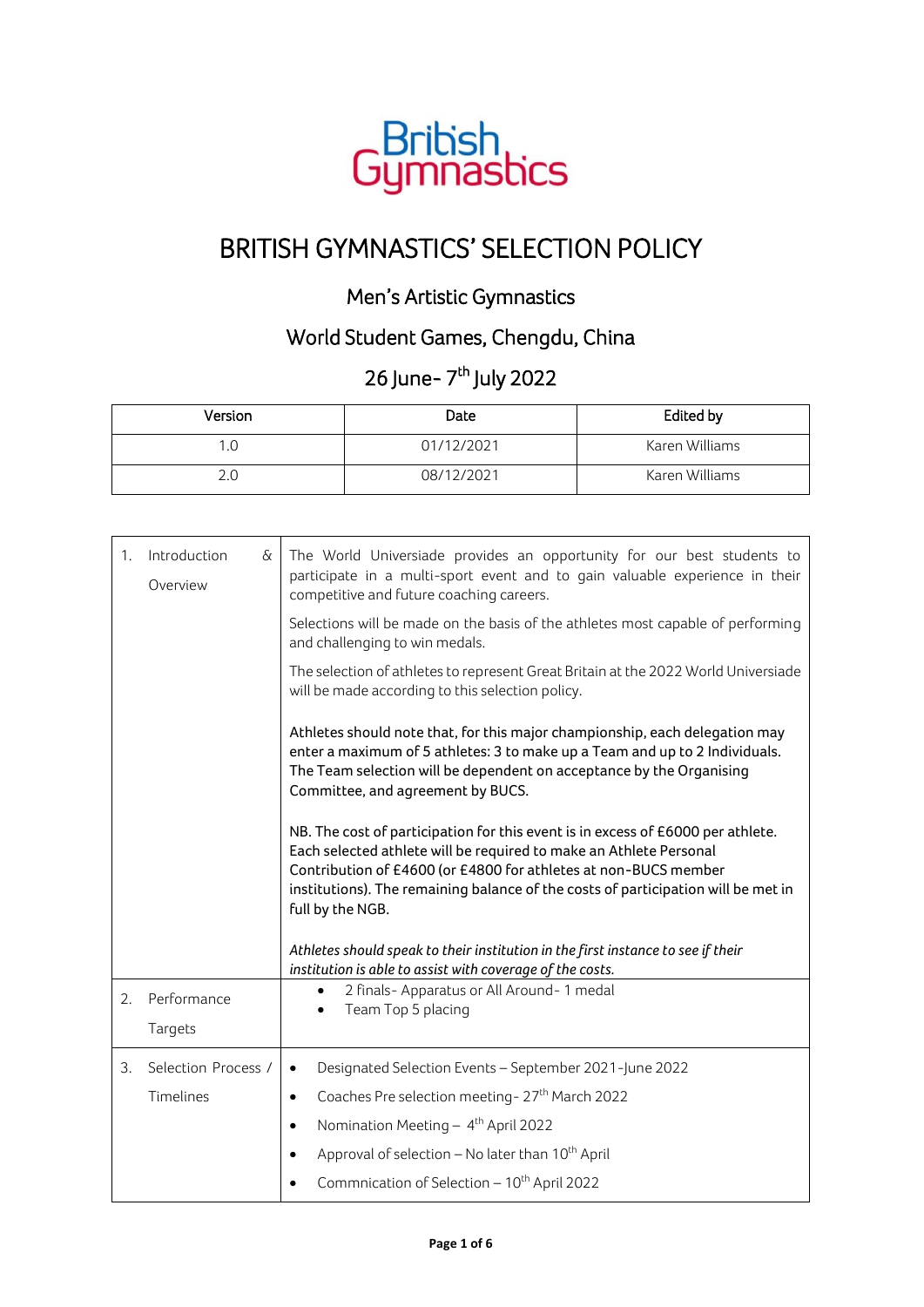British Gymnastics

# BRITISH GYMNASTICS' SELECTION POLICY

## Men's Artistic Gymnastics

## World Student Games, Chengdu, China

## 26 June- 7th July 2022

| Version | Date | Edited by |
| --- | --- | --- |
| 1.0 | 01/12/2021 | Karen Williams |
| 2.0 | 08/12/2021 | Karen Williams |

| | |
| --- | --- |
| 1. Introduction & Overview | The World Universiade provides an opportunity for our best students to participate in a multi-sport event and to gain valuable experience in their competitive and future coaching careers.<br><br>Selections will be made on the basis of the athletes most capable of performing and challenging to win medals.<br><br>The selection of athletes to represent Great Britain at the 2022 World Universiade will be made according to this selection policy.<br><br>Athletes should note that, for this major championship, each delegation may enter a maximum of 5 athletes: 3 to make up a Team and up to 2 Individuals. The Team selection will be dependent on acceptance by the Organising Committee, and agreement by BUCS.<br><br>NB. The cost of participation for this event is in excess of £6000 per athlete. Each selected athlete will be required to make an Athlete Personal Contribution of £4600 (or £4800 for athletes at non-BUCS member institutions). The remaining balance of the costs of participation will be met in full by the NGB.<br><br>*Athletes should speak to their institution in the first instance to see if their institution is able to assist with coverage of the costs.* |
| 2. Performance Targets | • 2 finals- Apparatus or All Around- 1 medal<br>• Team Top 5 placing |
| 3. Selection Process / Timelines | • Designated Selection Events – September 2021-June 2022<br>• Coaches Pre selection meeting- 27th March 2022<br>• Nomination Meeting – 4th April 2022<br>• Approval of selection – No later than 10th April<br>• Commnication of Selection – 10th April 2022 |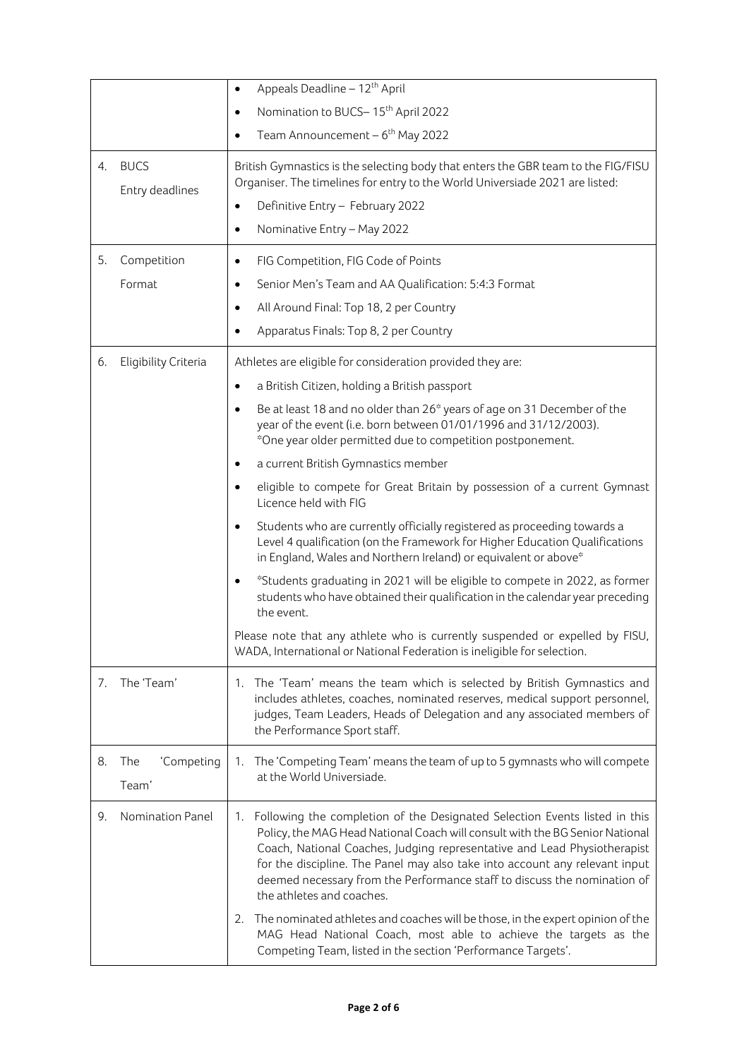| | |
|---|---|
| | • Appeals Deadline – 12th April<br>• Nomination to BUCS– 15th April 2022<br>• Team Announcement – 6th May 2022 |
| 4. BUCS Entry deadlines | British Gymnastics is the selecting body that enters the GBR team to the FIG/FISU Organiser. The timelines for entry to the World Universiade 2021 are listed:<br>• Definitive Entry – February 2022<br>• Nominative Entry – May 2022 |
| 5. Competition Format | • FIG Competition, FIG Code of Points<br>• Senior Men's Team and AA Qualification: 5:4:3 Format<br>• All Around Final: Top 18, 2 per Country<br>• Apparatus Finals: Top 8, 2 per Country |
| 6. Eligibility Criteria | Athletes are eligible for consideration provided they are:<br>• a British Citizen, holding a British passport<br>• Be at least 18 and no older than 26* years of age on 31 December of the year of the event (i.e. born between 01/01/1996 and 31/12/2003). *One year older permitted due to competition postponement.<br>• a current British Gymnastics member<br>• eligible to compete for Great Britain by possession of a current Gymnast Licence held with FIG<br>• Students who are currently officially registered as proceeding towards a Level 4 qualification (on the Framework for Higher Education Qualifications in England, Wales and Northern Ireland) or equivalent or above*<br>• *Students graduating in 2021 will be eligible to compete in 2022, as former students who have obtained their qualification in the calendar year preceding the event.<br><br>Please note that any athlete who is currently suspended or expelled by FISU, WADA, International or National Federation is ineligible for selection. |
| 7. The 'Team' | 1. The 'Team' means the team which is selected by British Gymnastics and includes athletes, coaches, nominated reserves, medical support personnel, judges, Team Leaders, Heads of Delegation and any associated members of the Performance Sport staff. |
| 8. The 'Competing Team' | 1. The 'Competing Team' means the team of up to 5 gymnasts who will compete at the World Universiade. |
| 9. Nomination Panel | 1. Following the completion of the Designated Selection Events listed in this Policy, the MAG Head National Coach will consult with the BG Senior National Coach, National Coaches, Judging representative and Lead Physiotherapist for the discipline. The Panel may also take into account any relevant input deemed necessary from the Performance staff to discuss the nomination of the athletes and coaches.<br>2. The nominated athletes and coaches will be those, in the expert opinion of the MAG Head National Coach, most able to achieve the targets as the Competing Team, listed in the section 'Performance Targets'. |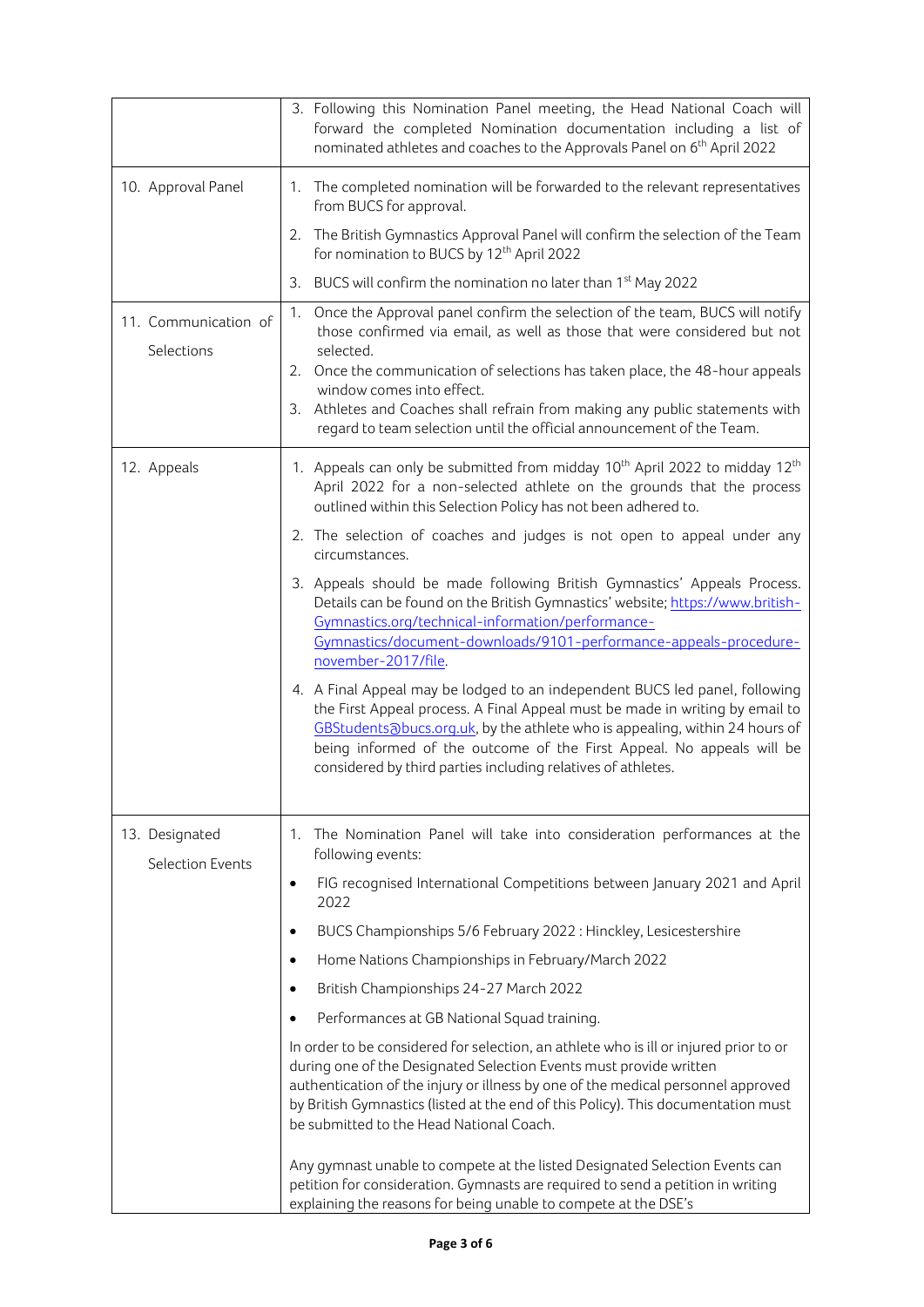| | |
|---|---|
| | 3. Following this Nomination Panel meeting, the Head National Coach will forward the completed Nomination documentation including a list of nominated athletes and coaches to the Approvals Panel on 6th April 2022 |
| 10. Approval Panel | 1. The completed nomination will be forwarded to the relevant representatives from BUCS for approval.<br>2. The British Gymnastics Approval Panel will confirm the selection of the Team for nomination to BUCS by 12th April 2022<br>3. BUCS will confirm the nomination no later than 1st May 2022 |
| 11. Communication of Selections | 1. Once the Approval panel confirm the selection of the team, BUCS will notify those confirmed via email, as well as those that were considered but not selected.<br>2. Once the communication of selections has taken place, the 48-hour appeals window comes into effect.<br>3. Athletes and Coaches shall refrain from making any public statements with regard to team selection until the official announcement of the Team. |
| 12. Appeals | 1. Appeals can only be submitted from midday 10th April 2022 to midday 12th April 2022 for a non-selected athlete on the grounds that the process outlined within this Selection Policy has not been adhered to.<br>2. The selection of coaches and judges is not open to appeal under any circumstances.<br>3. Appeals should be made following British Gymnastics' Appeals Process. Details can be found on the British Gymnastics' website; https://www.british-Gymnastics.org/technical-information/performance-Gymnastics/document-downloads/9101-performance-appeals-procedure-november-2017/file.<br>4. A Final Appeal may be lodged to an independent BUCS led panel, following the First Appeal process. A Final Appeal must be made in writing by email to GBStudents@bucs.org.uk, by the athlete who is appealing, within 24 hours of being informed of the outcome of the First Appeal. No appeals will be considered by third parties including relatives of athletes. |
| 13. Designated Selection Events | 1. The Nomination Panel will take into consideration performances at the following events:<br>• FIG recognised International Competitions between January 2021 and April 2022<br>• BUCS Championships 5/6 February 2022 : Hinckley, Lesicestershire<br>• Home Nations Championships in February/March 2022<br>• British Championships 24-27 March 2022<br>• Performances at GB National Squad training.<br><br>In order to be considered for selection, an athlete who is ill or injured prior to or during one of the Designated Selection Events must provide written authentication of the injury or illness by one of the medical personnel approved by British Gymnastics (listed at the end of this Policy). This documentation must be submitted to the Head National Coach.<br><br>Any gymnast unable to compete at the listed Designated Selection Events can petition for consideration. Gymnasts are required to send a petition in writing explaining the reasons for being unable to compete at the DSE's |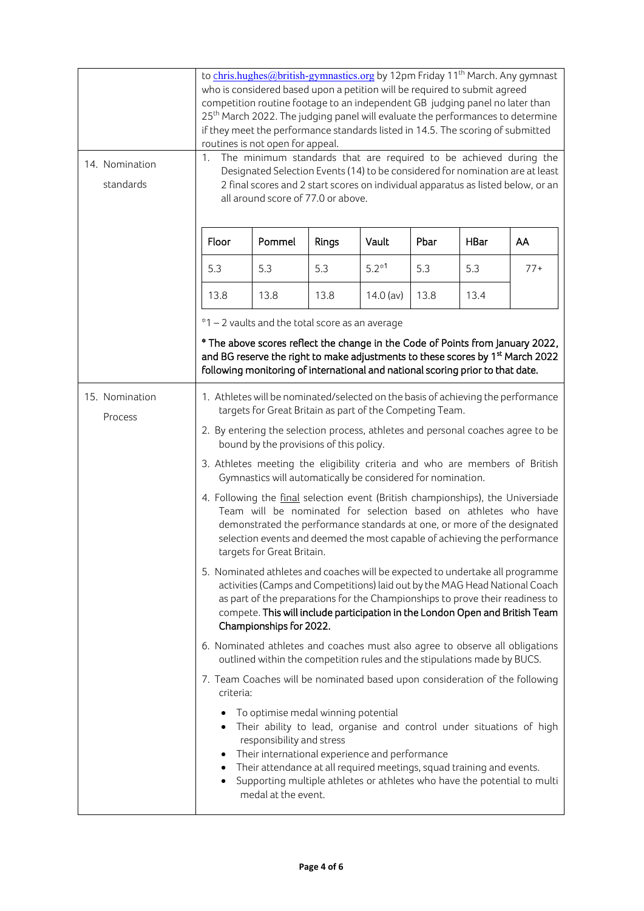to chris.hughes@british-gymnastics.org by 12pm Friday 11th March. Any gymnast who is considered based upon a petition will be required to submit agreed competition routine footage to an independent GB judging panel no later than 25th March 2022. The judging panel will evaluate the performances to determine if they meet the performance standards listed in 14.5. The scoring of submitted routines is not open for appeal.

## 14. Nomination standards

1. The minimum standards that are required to be achieved during the Designated Selection Events (14) to be considered for nomination are at least 2 final scores and 2 start scores on individual apparatus as listed below, or an all around score of 77.0 or above.

| Floor | Pommel | Rings | Vault | Pbar | HBar | AA |
|---|---|---|---|---|---|---|
| 5.3 | 5.3 | 5.3 | 5.2*1 | 5.3 | 5.3 | 77+ |
| 13.8 | 13.8 | 13.8 | 14.0 (av) | 13.8 | 13.4 | |

*1 – 2 vaults and the total score as an average

**\* The above scores reflect the change in the Code of Points from January 2022, and BG reserve the right to make adjustments to these scores by 1st March 2022 following monitoring of international and national scoring prior to that date.**

## 15. Nomination Process

1. Athletes will be nominated/selected on the basis of achieving the performance targets for Great Britain as part of the Competing Team.
2. By entering the selection process, athletes and personal coaches agree to be bound by the provisions of this policy.
3. Athletes meeting the eligibility criteria and who are members of British Gymnastics will automatically be considered for nomination.
4. Following the final selection event (British championships), the Universiade Team will be nominated for selection based on athletes who have demonstrated the performance standards at one, or more of the designated selection events and deemed the most capable of achieving the performance targets for Great Britain.
5. Nominated athletes and coaches will be expected to undertake all programme activities (Camps and Competitions) laid out by the MAG Head National Coach as part of the preparations for the Championships to prove their readiness to compete. **This will include participation in the London Open and British Team Championships for 2022.**
6. Nominated athletes and coaches must also agree to observe all obligations outlined within the competition rules and the stipulations made by BUCS.
7. Team Coaches will be nominated based upon consideration of the following criteria:
   - To optimise medal winning potential
   - Their ability to lead, organise and control under situations of high responsibility and stress
   - Their international experience and performance
   - Their attendance at all required meetings, squad training and events.
   - Supporting multiple athletes or athletes who have the potential to multi medal at the event.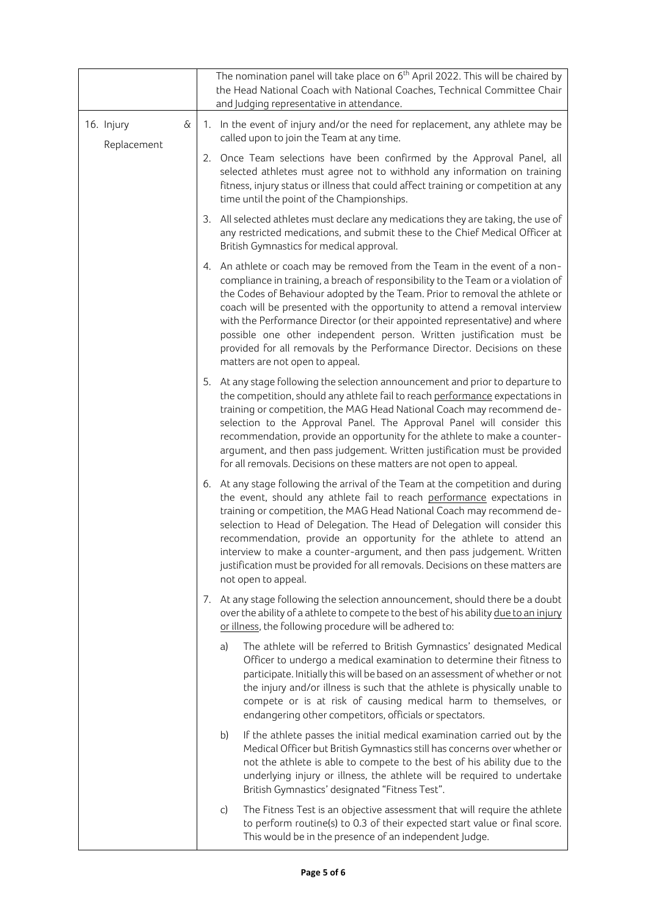| | |
|---|---|
| | The nomination panel will take place on 6th April 2022. This will be chaired by the Head National Coach with National Coaches, Technical Committee Chair and Judging representative in attendance. |
| 16. Injury & Replacement | 1. In the event of injury and/or the need for replacement, any athlete may be called upon to join the Team at any time.<br><br>2. Once Team selections have been confirmed by the Approval Panel, all selected athletes must agree not to withhold any information on training fitness, injury status or illness that could affect training or competition at any time until the point of the Championships.<br><br>3. All selected athletes must declare any medications they are taking, the use of any restricted medications, and submit these to the Chief Medical Officer at British Gymnastics for medical approval.<br><br>4. An athlete or coach may be removed from the Team in the event of a non-compliance in training, a breach of responsibility to the Team or a violation of the Codes of Behaviour adopted by the Team. Prior to removal the athlete or coach will be presented with the opportunity to attend a removal interview with the Performance Director (or their appointed representative) and where possible one other independent person. Written justification must be provided for all removals by the Performance Director. Decisions on these matters are not open to appeal.<br><br>5. At any stage following the selection announcement and prior to departure to the competition, should any athlete fail to reach <u>performance</u> expectations in training or competition, the MAG Head National Coach may recommend de-selection to the Approval Panel. The Approval Panel will consider this recommendation, provide an opportunity for the athlete to make a counter-argument, and then pass judgement. Written justification must be provided for all removals. Decisions on these matters are not open to appeal.<br><br>6. At any stage following the arrival of the Team at the competition and during the event, should any athlete fail to reach <u>performance</u> expectations in training or competition, the MAG Head National Coach may recommend de-selection to Head of Delegation. The Head of Delegation will consider this recommendation, provide an opportunity for the athlete to attend an interview to make a counter-argument, and then pass judgement. Written justification must be provided for all removals. Decisions on these matters are not open to appeal.<br><br>7. At any stage following the selection announcement, should there be a doubt over the ability of a athlete to compete to the best of his ability <u>due to an injury or illness</u>, the following procedure will be adhered to:<br><br>a) The athlete will be referred to British Gymnastics' designated Medical Officer to undergo a medical examination to determine their fitness to participate. Initially this will be based on an assessment of whether or not the injury and/or illness is such that the athlete is physically unable to compete or is at risk of causing medical harm to themselves, or endangering other competitors, officials or spectators.<br><br>b) If the athlete passes the initial medical examination carried out by the Medical Officer but British Gymnastics still has concerns over whether or not the athlete is able to compete to the best of his ability due to the underlying injury or illness, the athlete will be required to undertake British Gymnastics' designated "Fitness Test".<br><br>c) The Fitness Test is an objective assessment that will require the athlete to perform routine(s) to 0.3 of their expected start value or final score. This would be in the presence of an independent Judge. |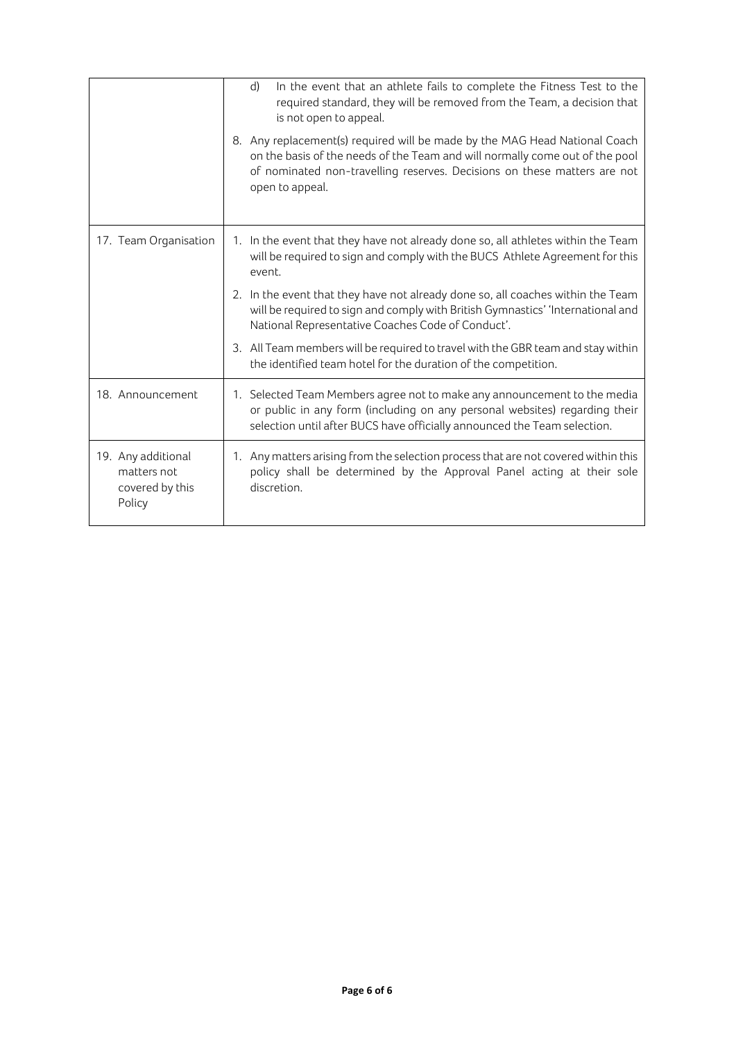| | |
|---|---|
| | d) In the event that an athlete fails to complete the Fitness Test to the required standard, they will be removed from the Team, a decision that is not open to appeal.<br><br>8. Any replacement(s) required will be made by the MAG Head National Coach on the basis of the needs of the Team and will normally come out of the pool of nominated non-travelling reserves. Decisions on these matters are not open to appeal. |
| 17. Team Organisation | 1. In the event that they have not already done so, all athletes within the Team will be required to sign and comply with the BUCS Athlete Agreement for this event.<br><br>2. In the event that they have not already done so, all coaches within the Team will be required to sign and comply with British Gymnastics' 'International and National Representative Coaches Code of Conduct'.<br><br>3. All Team members will be required to travel with the GBR team and stay within the identified team hotel for the duration of the competition. |
| 18. Announcement | 1. Selected Team Members agree not to make any announcement to the media or public in any form (including on any personal websites) regarding their selection until after BUCS have officially announced the Team selection. |
| 19. Any additional matters not covered by this Policy | 1. Any matters arising from the selection process that are not covered within this policy shall be determined by the Approval Panel acting at their sole discretion. |